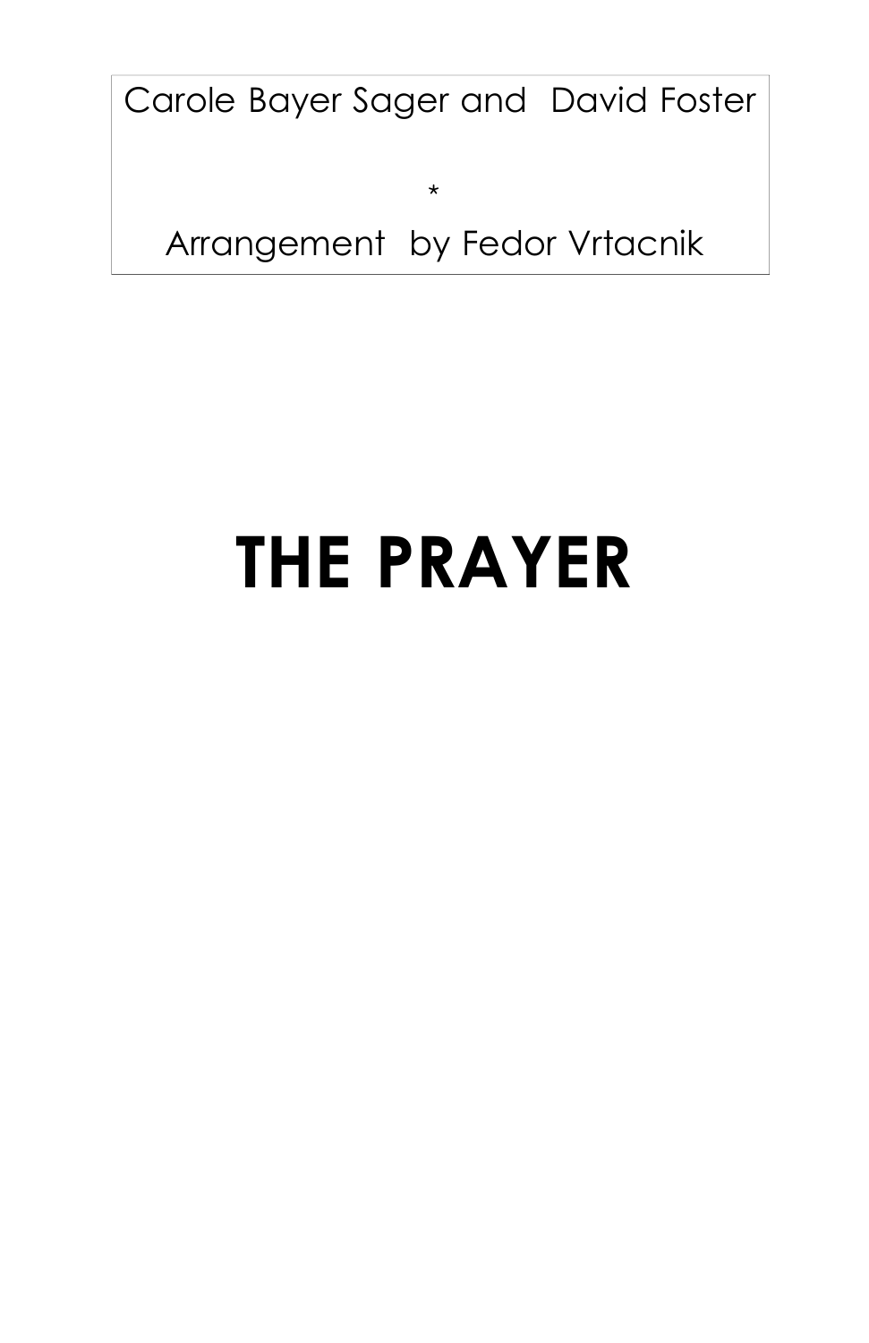Carole Bayer Sager and David Foster

*

Arrangement by Fedor Vrtacnik

# THE PRAYER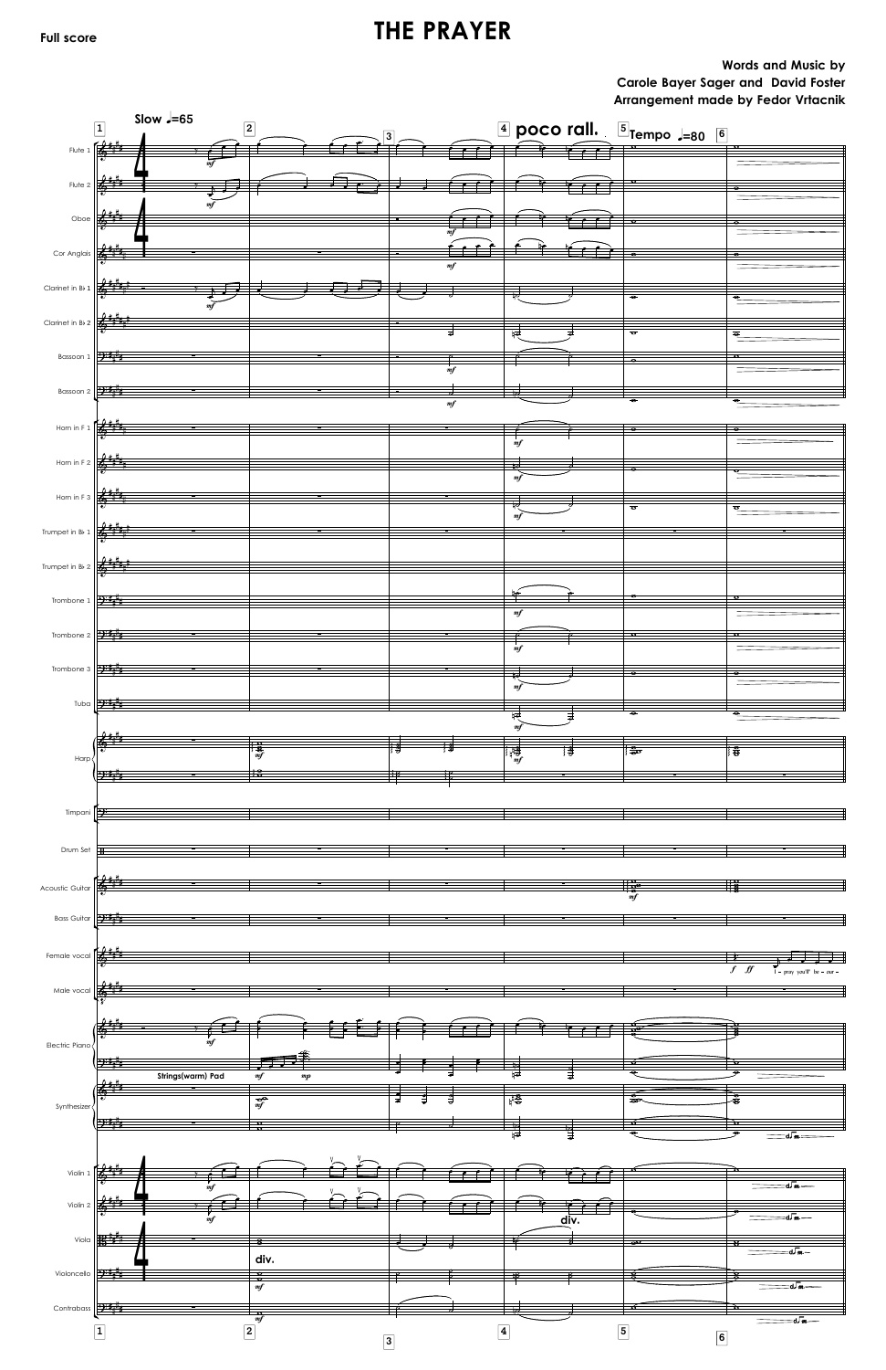Full score

# THE PRAYER

**Words and Music by**
**Carole Bayer Sager and David Foster**
**Arrangement made by Fedor Vrtacnik**

Slow ♩=65 — poco rall. — Tempo ♩=80

Flute 1, Flute 2, Oboe, Cor Anglais, Clarinet in B♭ 1, Clarinet in B♭ 2, Bassoon 1, Bassoon 2, Horn in F 1, Horn in F 2, Horn in F 3, Trumpet in B♭ 1, Trumpet in B♭ 2, Trombone 1, Trombone 2, Trombone 3, Tuba, Harp, Timpani, Drum Set, Acoustic Guitar, Bass Guitar, Female vocal, Male vocal, Electric Piano, Synthesizer, Violin 1, Violin 2, Viola, Violoncello, Contrabass

Strings(warm) Pad

div.

I pray you'll be our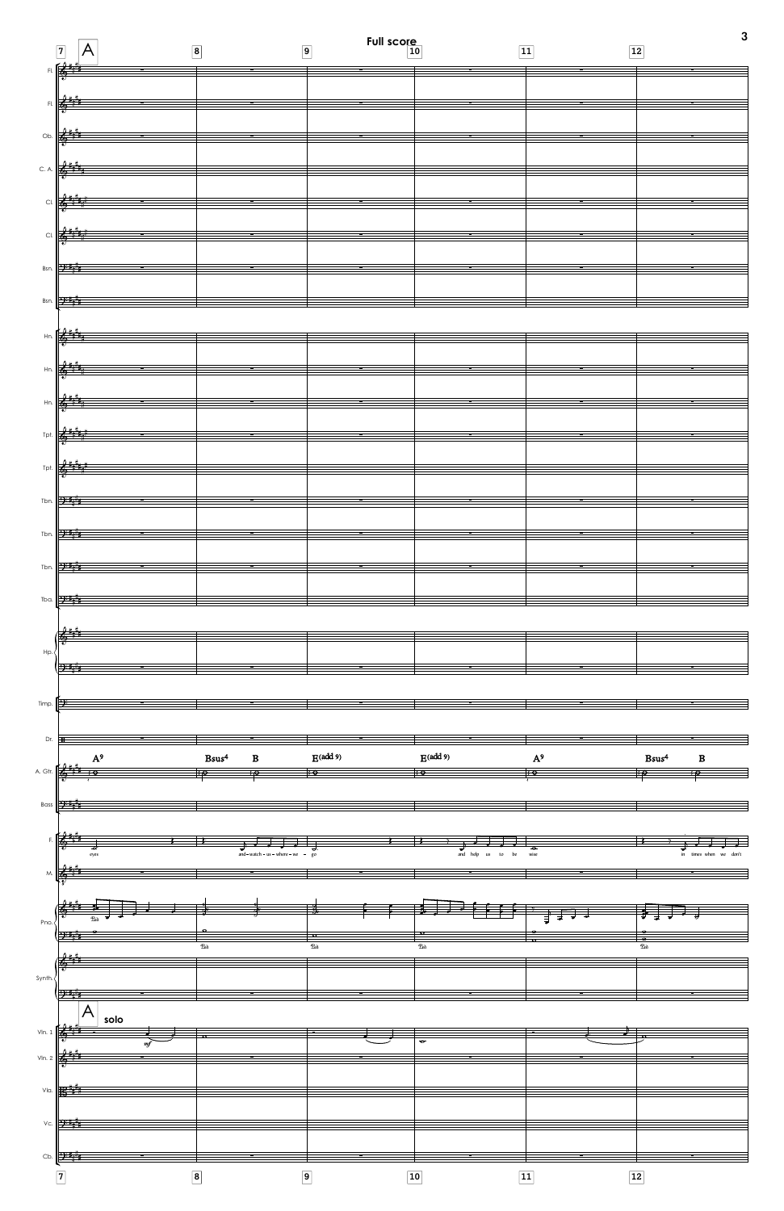A

A⁹ | Bsus⁴ B | E(add 9) | E(add 9) | A⁹ | Bsus⁴ B

eyes and watch us where we go and help us to be wise in times when we don't

A solo

*mf*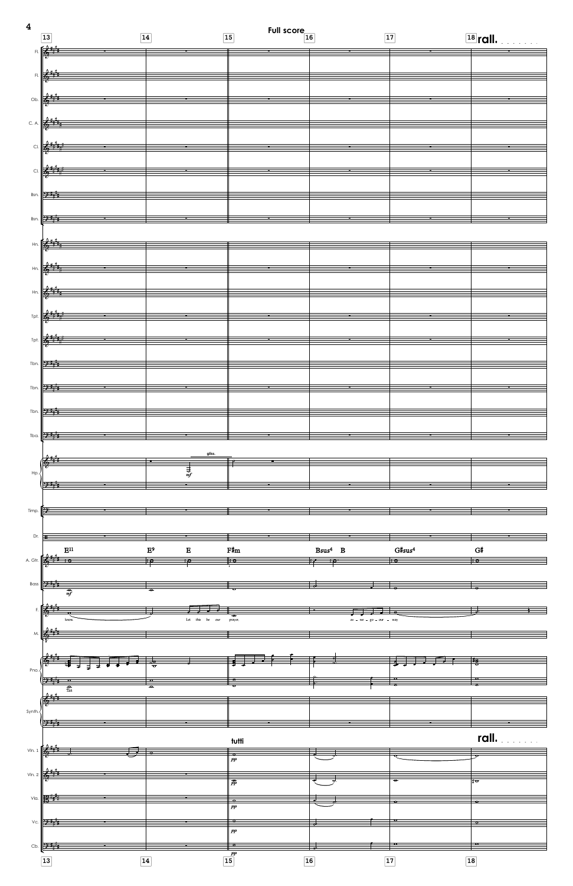rall.

gliss.

B11 E9 E F♯m Bsus4 B G♯sus4 G♯

know. Let this be our prayer, as we go our way

tutti

rall.